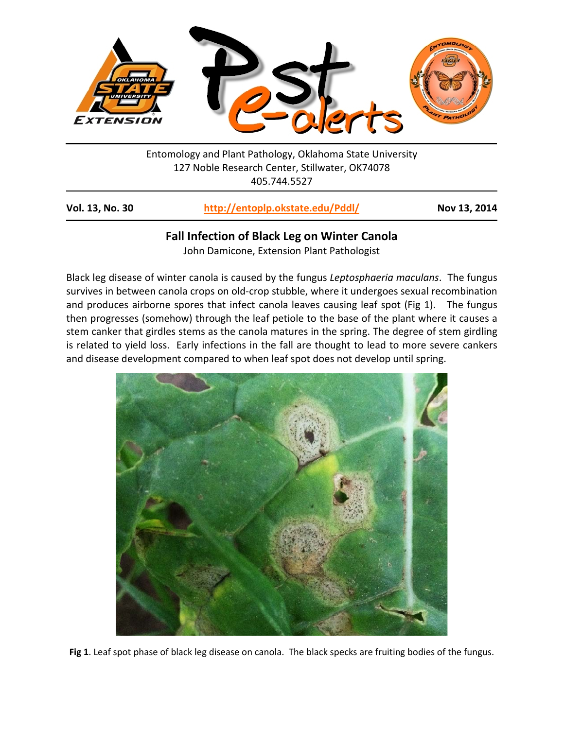Entomology and Plant Pathology, Oklahoma State University
127 Noble Research Center, Stillwater, OK74078
405.744.5527

**Vol. 13, No. 30** **http://entoplp.okstate.edu/Pddl/** **Nov 13, 2014**

## Fall Infection of Black Leg on Winter Canola

John Damicone, Extension Plant Pathologist

Black leg disease of winter canola is caused by the fungus *Leptosphaeria maculans*. The fungus survives in between canola crops on old-crop stubble, where it undergoes sexual recombination and produces airborne spores that infect canola leaves causing leaf spot (Fig 1). The fungus then progresses (somehow) through the leaf petiole to the base of the plant where it causes a stem canker that girdles stems as the canola matures in the spring. The degree of stem girdling is related to yield loss. Early infections in the fall are thought to lead to more severe cankers and disease development compared to when leaf spot does not develop until spring.

**Fig 1**. Leaf spot phase of black leg disease on canola. The black specks are fruiting bodies of the fungus.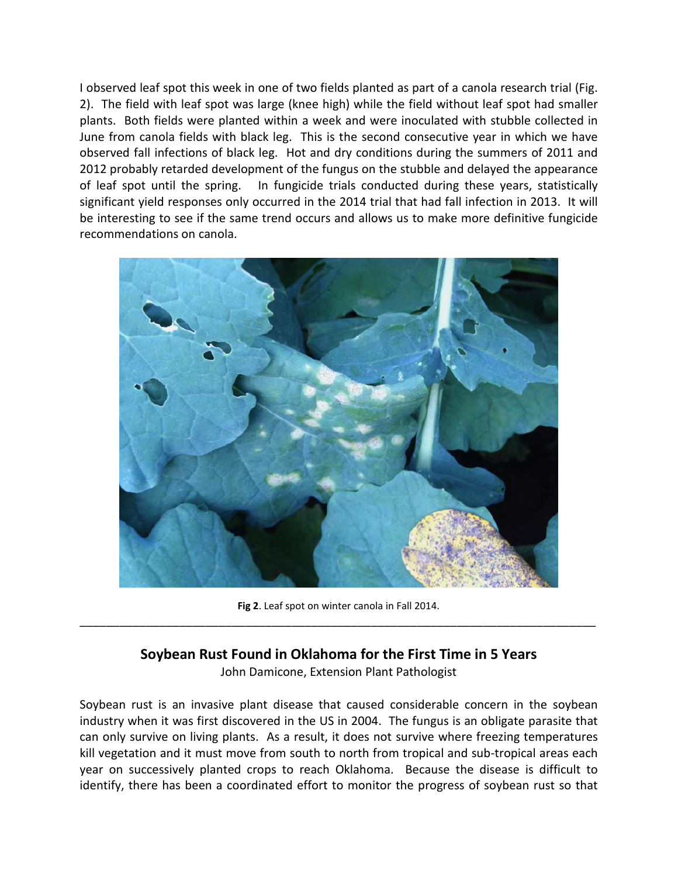I observed leaf spot this week in one of two fields planted as part of a canola research trial (Fig. 2). The field with leaf spot was large (knee high) while the field without leaf spot had smaller plants. Both fields were planted within a week and were inoculated with stubble collected in June from canola fields with black leg. This is the second consecutive year in which we have observed fall infections of black leg. Hot and dry conditions during the summers of 2011 and 2012 probably retarded development of the fungus on the stubble and delayed the appearance of leaf spot until the spring. In fungicide trials conducted during these years, statistically significant yield responses only occurred in the 2014 trial that had fall infection in 2013. It will be interesting to see if the same trend occurs and allows us to make more definitive fungicide recommendations on canola.

**Fig 2**. Leaf spot on winter canola in Fall 2014.

---

## Soybean Rust Found in Oklahoma for the First Time in 5 Years

John Damicone, Extension Plant Pathologist

Soybean rust is an invasive plant disease that caused considerable concern in the soybean industry when it was first discovered in the US in 2004. The fungus is an obligate parasite that can only survive on living plants. As a result, it does not survive where freezing temperatures kill vegetation and it must move from south to north from tropical and sub-tropical areas each year on successively planted crops to reach Oklahoma. Because the disease is difficult to identify, there has been a coordinated effort to monitor the progress of soybean rust so that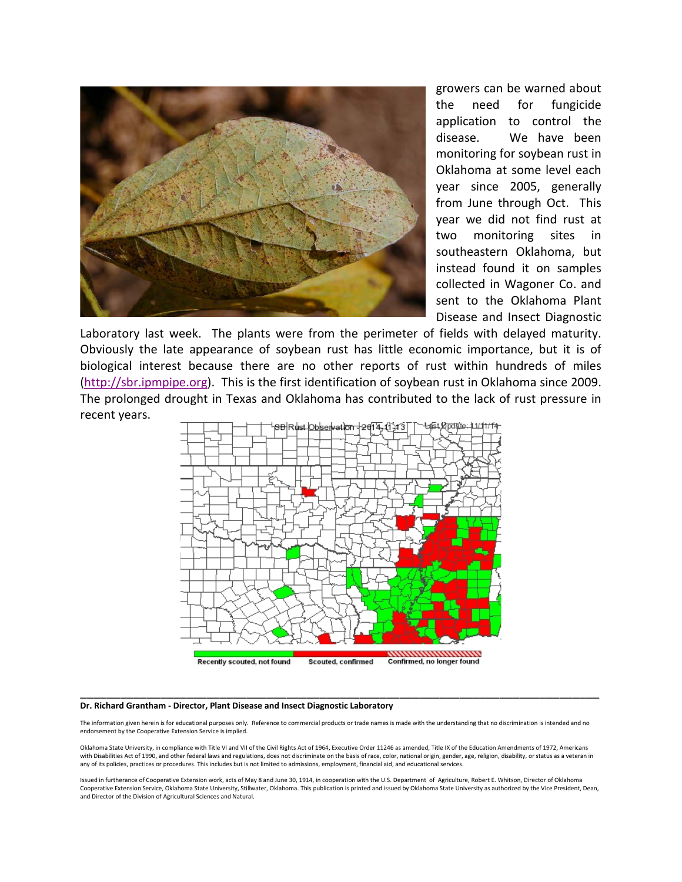growers can be warned about the need for fungicide application to control the disease. We have been monitoring for soybean rust in Oklahoma at some level each year since 2005, generally from June through Oct. This year we did not find rust at two monitoring sites in southeastern Oklahoma, but instead found it on samples collected in Wagoner Co. and sent to the Oklahoma Plant Disease and Insect Diagnostic Laboratory last week. The plants were from the perimeter of fields with delayed maturity. Obviously the late appearance of soybean rust has little economic importance, but it is of biological interest because there are no other reports of rust within hundreds of miles (http://sbr.ipmpipe.org). This is the first identification of soybean rust in Oklahoma since 2009. The prolonged drought in Texas and Oklahoma has contributed to the lack of rust pressure in recent years.

SB Rust Observation - 2014-11-13

Last Update: 11/11/14

Recently scouted, not found

Scouted, confirmed

Confirmed, no longer found

---

**Dr. Richard Grantham - Director, Plant Disease and Insect Diagnostic Laboratory**

The information given herein is for educational purposes only. Reference to commercial products or trade names is made with the understanding that no discrimination is intended and no endorsement by the Cooperative Extension Service is implied.

Oklahoma State University, in compliance with Title VI and VII of the Civil Rights Act of 1964, Executive Order 11246 as amended, Title IX of the Education Amendments of 1972, Americans with Disabilities Act of 1990, and other federal laws and regulations, does not discriminate on the basis of race, color, national origin, gender, age, religion, disability, or status as a veteran in any of its policies, practices or procedures. This includes but is not limited to admissions, employment, financial aid, and educational services.

Issued in furtherance of Cooperative Extension work, acts of May 8 and June 30, 1914, in cooperation with the U.S. Department of Agriculture, Robert E. Whitson, Director of Oklahoma Cooperative Extension Service, Oklahoma State University, Stillwater, Oklahoma. This publication is printed and issued by Oklahoma State University as authorized by the Vice President, Dean, and Director of the Division of Agricultural Sciences and Natural.